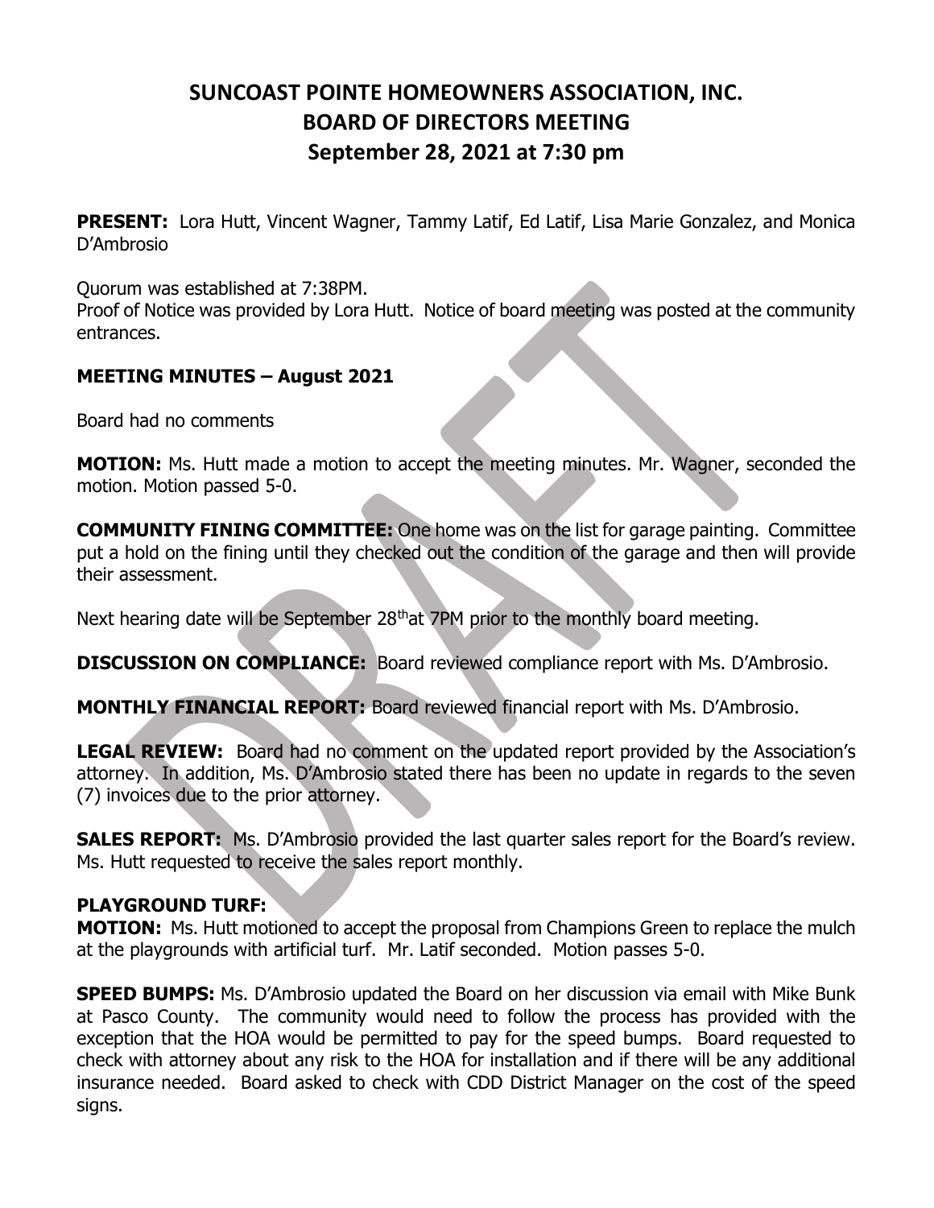# SUNCOAST POINTE HOMEOWNERS ASSOCIATION, INC.
# BOARD OF DIRECTORS MEETING
# September 28, 2021 at 7:30 pm

**PRESENT:** Lora Hutt, Vincent Wagner, Tammy Latif, Ed Latif, Lisa Marie Gonzalez, and Monica D'Ambrosio

Quorum was established at 7:38PM.
Proof of Notice was provided by Lora Hutt. Notice of board meeting was posted at the community entrances.

## MEETING MINUTES – August 2021

Board had no comments

**MOTION:** Ms. Hutt made a motion to accept the meeting minutes. Mr. Wagner, seconded the motion. Motion passed 5-0.

**COMMUNITY FINING COMMITTEE:** One home was on the list for garage painting. Committee put a hold on the fining until they checked out the condition of the garage and then will provide their assessment.

Next hearing date will be September 28th at 7PM prior to the monthly board meeting.

**DISCUSSION ON COMPLIANCE:** Board reviewed compliance report with Ms. D'Ambrosio.

**MONTHLY FINANCIAL REPORT:** Board reviewed financial report with Ms. D'Ambrosio.

**LEGAL REVIEW:** Board had no comment on the updated report provided by the Association's attorney. In addition, Ms. D'Ambrosio stated there has been no update in regards to the seven (7) invoices due to the prior attorney.

**SALES REPORT:** Ms. D'Ambrosio provided the last quarter sales report for the Board's review. Ms. Hutt requested to receive the sales report monthly.

## PLAYGROUND TURF:

**MOTION:** Ms. Hutt motioned to accept the proposal from Champions Green to replace the mulch at the playgrounds with artificial turf. Mr. Latif seconded. Motion passes 5-0.

**SPEED BUMPS:** Ms. D'Ambrosio updated the Board on her discussion via email with Mike Bunk at Pasco County. The community would need to follow the process has provided with the exception that the HOA would be permitted to pay for the speed bumps. Board requested to check with attorney about any risk to the HOA for installation and if there will be any additional insurance needed. Board asked to check with CDD District Manager on the cost of the speed signs.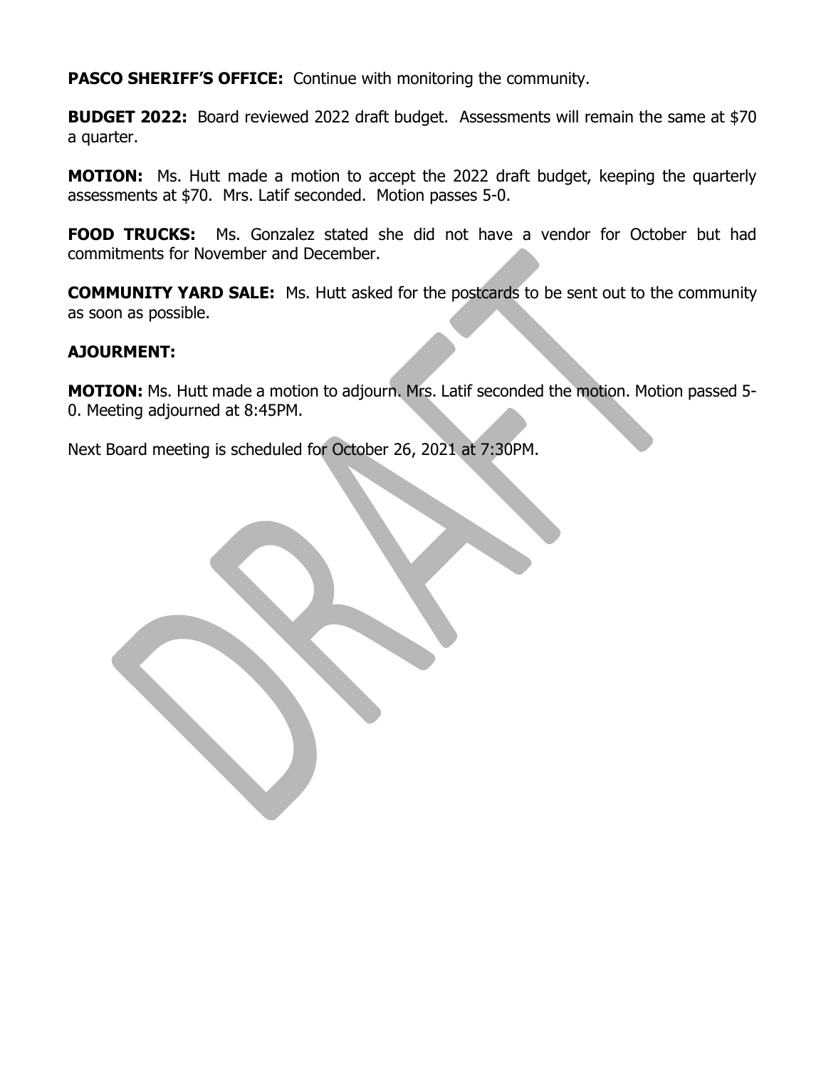**PASCO SHERIFF'S OFFICE:** Continue with monitoring the community.

**BUDGET 2022:** Board reviewed 2022 draft budget. Assessments will remain the same at $70 a quarter.

**MOTION:** Ms. Hutt made a motion to accept the 2022 draft budget, keeping the quarterly assessments at $70. Mrs. Latif seconded. Motion passes 5-0.

**FOOD TRUCKS:** Ms. Gonzalez stated she did not have a vendor for October but had commitments for November and December.

**COMMUNITY YARD SALE:** Ms. Hutt asked for the postcards to be sent out to the community as soon as possible.

**AJOURMENT:**

**MOTION:** Ms. Hutt made a motion to adjourn. Mrs. Latif seconded the motion. Motion passed 5-0. Meeting adjourned at 8:45PM.

Next Board meeting is scheduled for October 26, 2021 at 7:30PM.